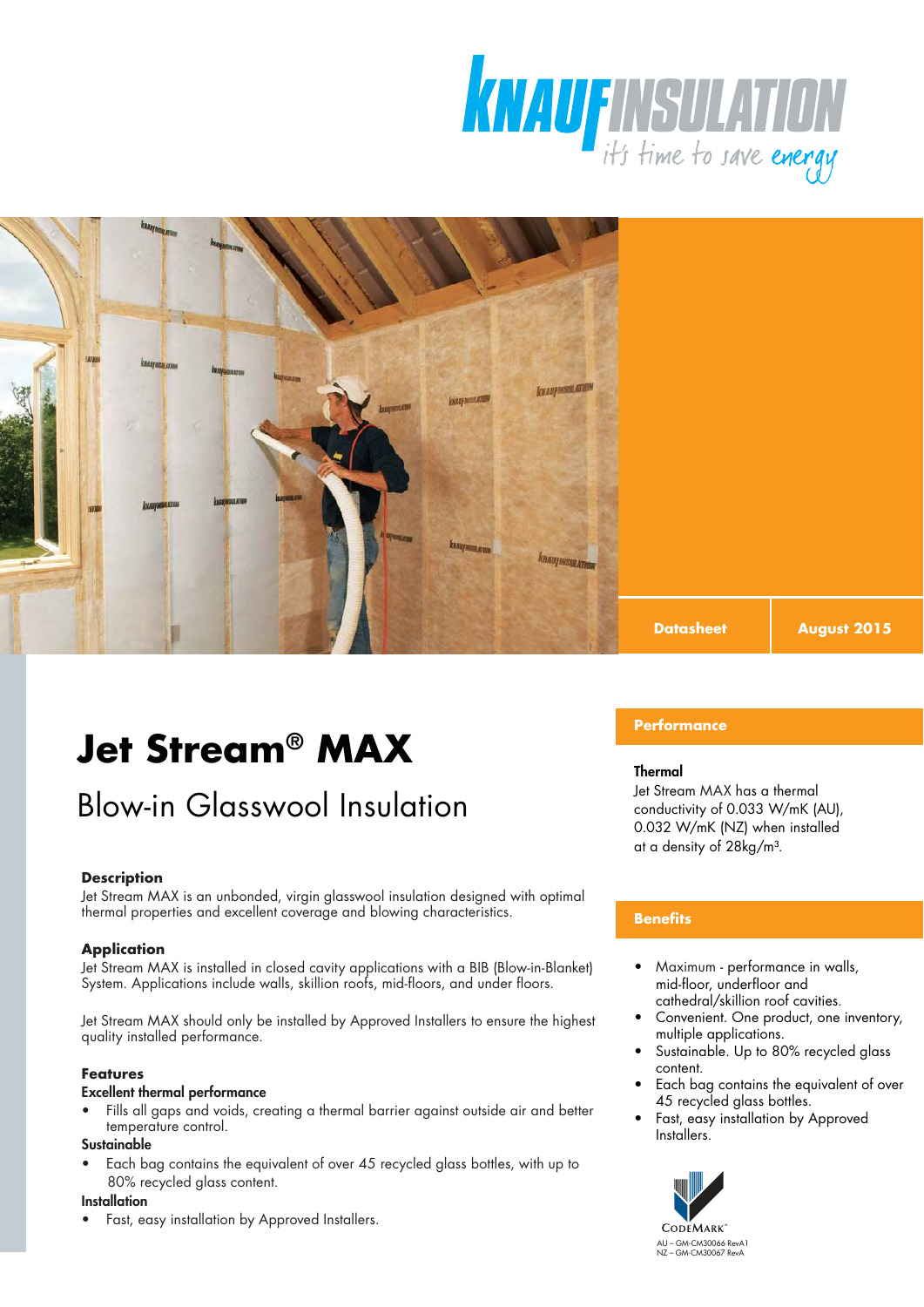KNAUF INSULATION
it's time to save energy

Datasheet | August 2015

# Jet Stream® MAX

## Blow-in Glasswool Insulation

### Description

Jet Stream MAX is an unbonded, virgin glasswool insulation designed with optimal thermal properties and excellent coverage and blowing characteristics.

### Application

Jet Stream MAX is installed in closed cavity applications with a BIB (Blow-in-Blanket) System. Applications include walls, skillion roofs, mid-floors, and under floors.

Jet Stream MAX should only be installed by Approved Installers to ensure the highest quality installed performance.

### Features

**Excellent thermal performance**

- Fills all gaps and voids, creating a thermal barrier against outside air and better temperature control.

**Sustainable**

- Each bag contains the equivalent of over 45 recycled glass bottles, with up to 80% recycled glass content.

**Installation**

- Fast, easy installation by Approved Installers.

### Performance

**Thermal**

Jet Stream MAX has a thermal conductivity of 0.033 W/mK (AU), 0.032 W/mK (NZ) when installed at a density of 28kg/m³.

### Benefits

- Maximum - performance in walls, mid-floor, underfloor and cathedral/skillion roof cavities.
- Convenient. One product, one inventory, multiple applications.
- Sustainable. Up to 80% recycled glass content.
- Each bag contains the equivalent of over 45 recycled glass bottles.
- Fast, easy installation by Approved Installers.

CodeMark™
AU – GM-CM30066 RevA1
NZ – GM-CM30067 RevA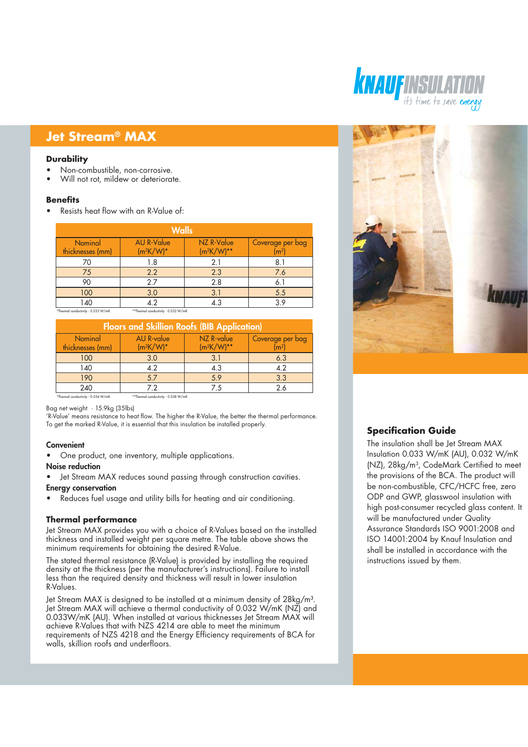## Jet Stream® MAX

### Durability

- Non-combustible, non-corrosive.
- Will not rot, mildew or deteriorate.

### Benefits

- Resists heat flow with an R-Value of:

| Walls | | | |
|---|---|---|---|
| Nominal thickness (mm) | AU R-Value ($m^2K/W$)* | NZ R-Value ($m^2K/W$)** | Coverage per bag ($m^2$) |
| 70 | 1.8 | 2.1 | 8.1 |
| 75 | 2.2 | 2.3 | 7.6 |
| 90 | 2.7 | 2.8 | 6.1 |
| 100 | 3.0 | 3.1 | 5.5 |
| 140 | 4.2 | 4.3 | 3.9 |

*Thermal conductivity - 0.033 W/mK **Thermal conductivity - 0.032 W/mK

| Floors and Skillion Roofs (BIB Application) | | | |
|---|---|---|---|
| Nominal thickness (mm) | AU R-value ($m^2K/W$)* | NZ R-value ($m^2K/W$)** | Coverage per bag ($m^2$) |
| 100 | 3.0 | 3.1 | 6.3 |
| 140 | 4.2 | 4.3 | 4.2 |
| 190 | 5.7 | 5.9 | 3.3 |
| 240 | 7.2 | 7.5 | 2.6 |

*Thermal conductivity - 0.034 W/mK **Thermal conductivity - 0.038 W/mK

Bag net weight - 15.9kg (35lbs)

'R-Value' means resistance to heat flow. The higher the R-Value, the better the thermal performance. To get the marked R-Value, it is essential that this insulation be installed properly.

**Convenient**

- One product, one inventory, multiple applications.

**Noise reduction**

- Jet Stream MAX reduces sound passing through construction cavities.

**Energy conservation**

- Reduces fuel usage and utility bills for heating and air conditioning.

### Thermal performance

Jet Stream MAX provides you with a choice of R-Values based on the installed thickness and installed weight per square metre. The table above shows the minimum requirements for obtaining the desired R-Value.

The stated thermal resistance (R-Value) is provided by installing the required density at the thickness (per the manufacturer's instructions). Failure to install less than the required density and thickness will result in lower insulation R-Values.

Jet Stream MAX is designed to be installed at a minimum density of 28kg/$m^3$. Jet Stream MAX will achieve a thermal conductivity of 0.032 W/mK (NZ) and 0.033W/mK (AU). When installed at various thicknesses Jet Stream MAX will achieve R-Values that with NZS 4214 are able to meet the minimum requirements of NZS 4218 and the Energy Efficiency requirements of BCA for walls, skillion roofs and underfloors.

### Specification Guide

The insulation shall be Jet Stream MAX Insulation 0.033 W/mK (AU), 0.032 W/mK (NZ), 28kg/$m^3$, CodeMark Certified to meet the provisions of the BCA. The product will be non-combustible, CFC/HCFC free, zero ODP and GWP, glasswool insulation with high post-consumer recycled glass content. It will be manufactured under Quality Assurance Standards ISO 9001:2008 and ISO 14001:2004 by Knauf Insulation and shall be installed in accordance with the instructions issued by them.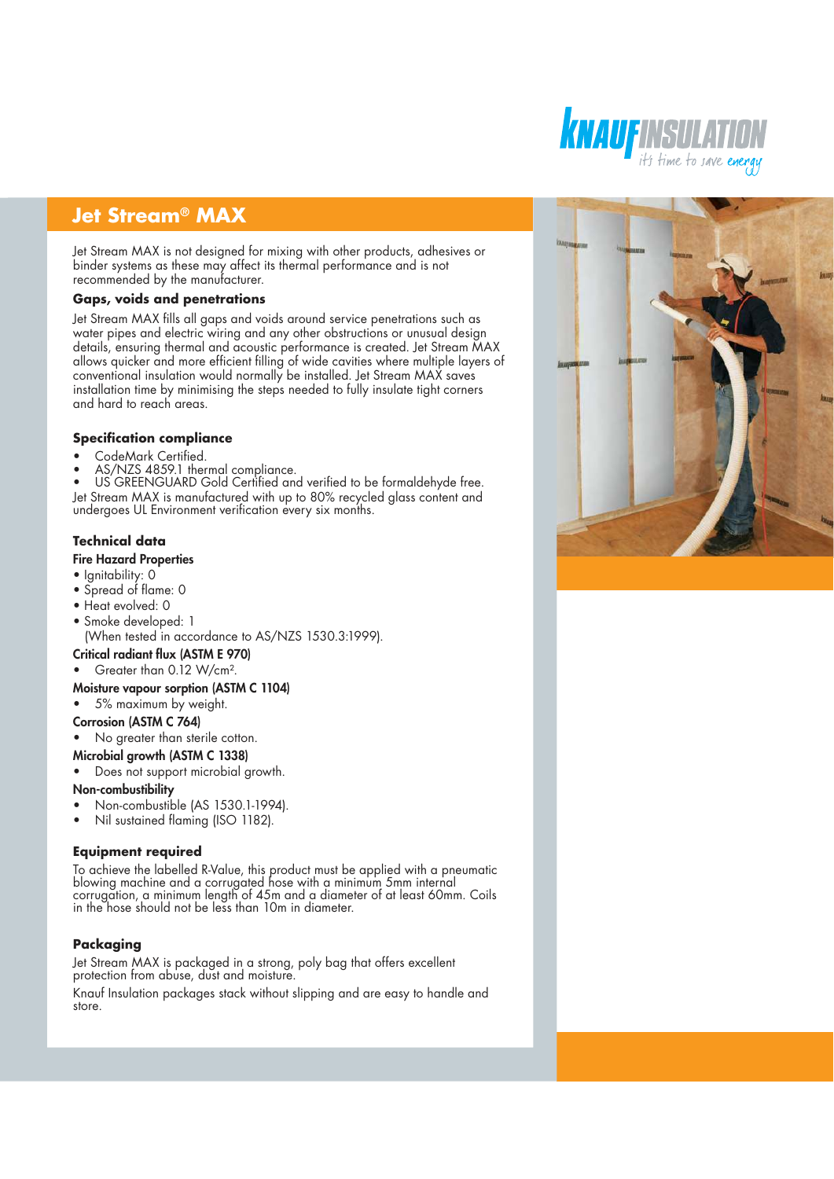# Jet Stream® MAX

Jet Stream MAX is not designed for mixing with other products, adhesives or binder systems as these may affect its thermal performance and is not recommended by the manufacturer.

### Gaps, voids and penetrations

Jet Stream MAX fills all gaps and voids around service penetrations such as water pipes and electric wiring and any other obstructions or unusual design details, ensuring thermal and acoustic performance is created. Jet Stream MAX allows quicker and more efficient filling of wide cavities where multiple layers of conventional insulation would normally be installed. Jet Stream MAX saves installation time by minimising the steps needed to fully insulate tight corners and hard to reach areas.

### Specification compliance

- CodeMark Certified.
- AS/NZS 4859.1 thermal compliance.
- US GREENGUARD Gold Certified and verified to be formaldehyde free.

Jet Stream MAX is manufactured with up to 80% recycled glass content and undergoes UL Environment verification every six months.

### Technical data

**Fire Hazard Properties**

- Ignitability: 0
- Spread of flame: 0
- Heat evolved: 0
- Smoke developed: 1
  (When tested in accordance to AS/NZS 1530.3:1999).

**Critical radiant flux (ASTM E 970)**

- Greater than 0.12 W/cm$^2$.

**Moisture vapour sorption (ASTM C 1104)**

- 5% maximum by weight.

**Corrosion (ASTM C 764)**

- No greater than sterile cotton.

**Microbial growth (ASTM C 1338)**

- Does not support microbial growth.

**Non-combustibility**

- Non-combustible (AS 1530.1-1994).
- Nil sustained flaming (ISO 1182).

### Equipment required

To achieve the labelled R-Value, this product must be applied with a pneumatic blowing machine and a corrugated hose with a minimum 5mm internal corrugation, a minimum length of 45m and a diameter of at least 60mm. Coils in the hose should not be less than 10m in diameter.

### Packaging

Jet Stream MAX is packaged in a strong, poly bag that offers excellent protection from abuse, dust and moisture.

Knauf Insulation packages stack without slipping and are easy to handle and store.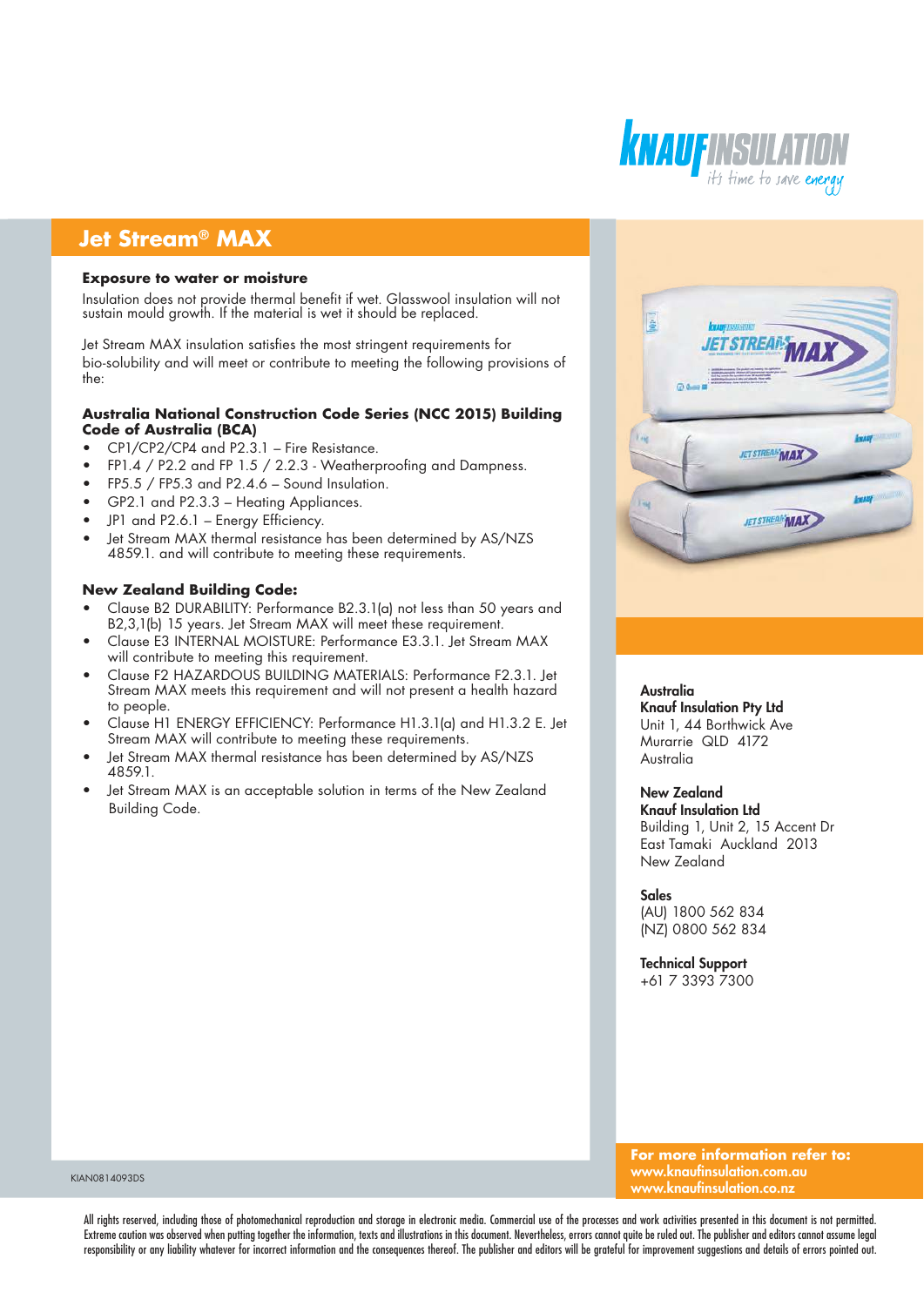# Jet Stream® MAX

### Exposure to water or moisture

Insulation does not provide thermal benefit if wet. Glasswool insulation will not sustain mould growth. If the material is wet it should be replaced.

Jet Stream MAX insulation satisfies the most stringent requirements for bio-solubility and will meet or contribute to meeting the following provisions of the:

### Australia National Construction Code Series (NCC 2015) Building Code of Australia (BCA)

- CP1/CP2/CP4 and P2.3.1 – Fire Resistance.
- FP1.4 / P2.2 and FP 1.5 / 2.2.3 - Weatherproofing and Dampness.
- FP5.5 / FP5.3 and P2.4.6 – Sound Insulation.
- GP2.1 and P2.3.3 – Heating Appliances.
- JP1 and P2.6.1 – Energy Efficiency.
- Jet Stream MAX thermal resistance has been determined by AS/NZS 4859.1. and will contribute to meeting these requirements.

### New Zealand Building Code:

- Clause B2 DURABILITY: Performance B2.3.1(a) not less than 50 years and B2,3,1(b) 15 years. Jet Stream MAX will meet these requirement.
- Clause E3 INTERNAL MOISTURE: Performance E3.3.1. Jet Stream MAX will contribute to meeting this requirement.
- Clause F2 HAZARDOUS BUILDING MATERIALS: Performance F2.3.1. Jet Stream MAX meets this requirement and will not present a health hazard to people.
- Clause H1 ENERGY EFFICIENCY: Performance H1.3.1(a) and H1.3.2 E. Jet Stream MAX will contribute to meeting these requirements.
- Jet Stream MAX thermal resistance has been determined by AS/NZS 4859.1.
- Jet Stream MAX is an acceptable solution in terms of the New Zealand Building Code.

**Australia**
**Knauf Insulation Pty Ltd**
Unit 1, 44 Borthwick Ave
Murarrie QLD 4172
Australia

**New Zealand**
**Knauf Insulation Ltd**
Building 1, Unit 2, 15 Accent Dr
East Tamaki Auckland 2013
New Zealand

**Sales**
(AU) 1800 562 834
(NZ) 0800 562 834

**Technical Support**
+61 7 3393 7300

**For more information refer to:**
www.knaufinsulation.com.au
www.knaufinsulation.co.nz

KIAN0814093DS

All rights reserved, including those of photomechanical reproduction and storage in electronic media. Commercial use of the processes and work activities presented in this document is not permitted. Extreme caution was observed when putting together the information, texts and illustrations in this document. Nevertheless, errors cannot quite be ruled out. The publisher and editors cannot assume legal responsibility or any liability whatever for incorrect information and the consequences thereof. The publisher and editors will be grateful for improvement suggestions and details of errors pointed out.